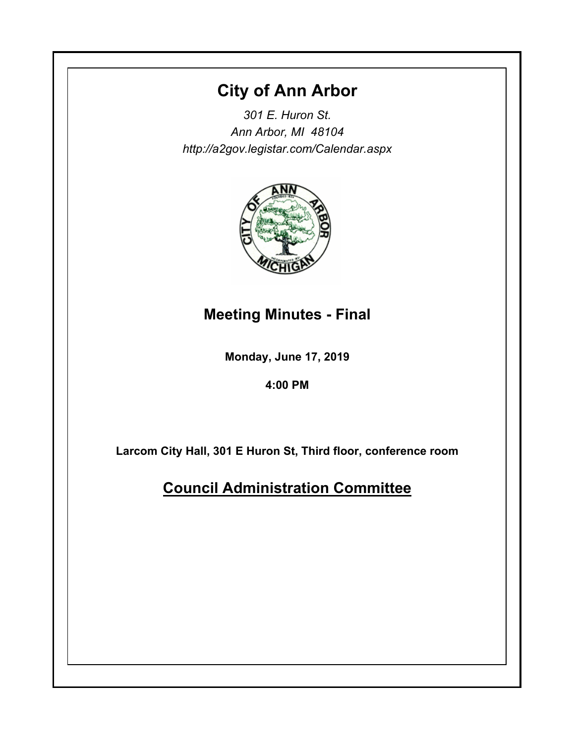# City of Ann Arbor

*301 E. Huron St.*
*Ann Arbor, MI 48104*
*http://a2gov.legistar.com/Calendar.aspx*

## Meeting Minutes - Final

**Monday, June 17, 2019**

**4:00 PM**

**Larcom City Hall, 301 E Huron St, Third floor, conference room**

## Council Administration Committee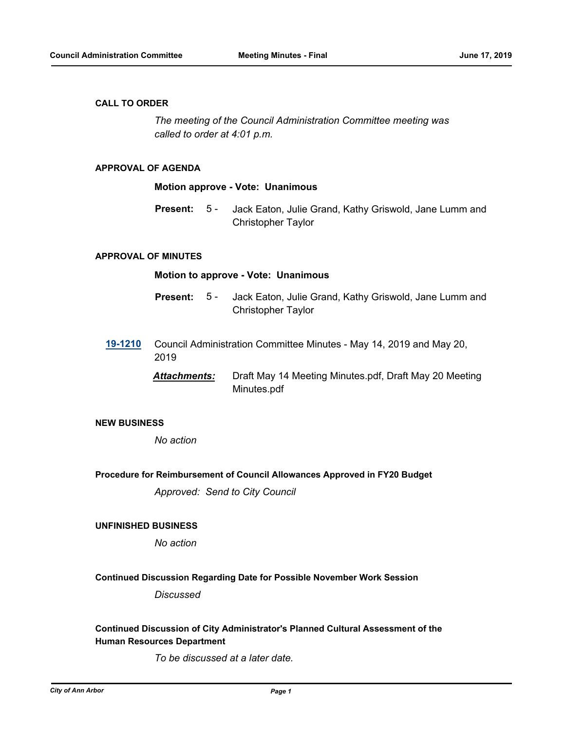## CALL TO ORDER

*The meeting of the Council Administration Committee meeting was called to order at 4:01 p.m.*

## APPROVAL OF AGENDA

**Motion approve - Vote: Unanimous**

**Present:** 5 - Jack Eaton, Julie Grand, Kathy Griswold, Jane Lumm and Christopher Taylor

## APPROVAL OF MINUTES

**Motion to approve - Vote: Unanimous**

**Present:** 5 - Jack Eaton, Julie Grand, Kathy Griswold, Jane Lumm and Christopher Taylor

**19-1210** Council Administration Committee Minutes - May 14, 2019 and May 20, 2019

***Attachments:*** Draft May 14 Meeting Minutes.pdf, Draft May 20 Meeting Minutes.pdf

## NEW BUSINESS

*No action*

### Procedure for Reimbursement of Council Allowances Approved in FY20 Budget

*Approved: Send to City Council*

## UNFINISHED BUSINESS

*No action*

### Continued Discussion Regarding Date for Possible November Work Session

*Discussed*

### Continued Discussion of City Administrator's Planned Cultural Assessment of the Human Resources Department

*To be discussed at a later date.*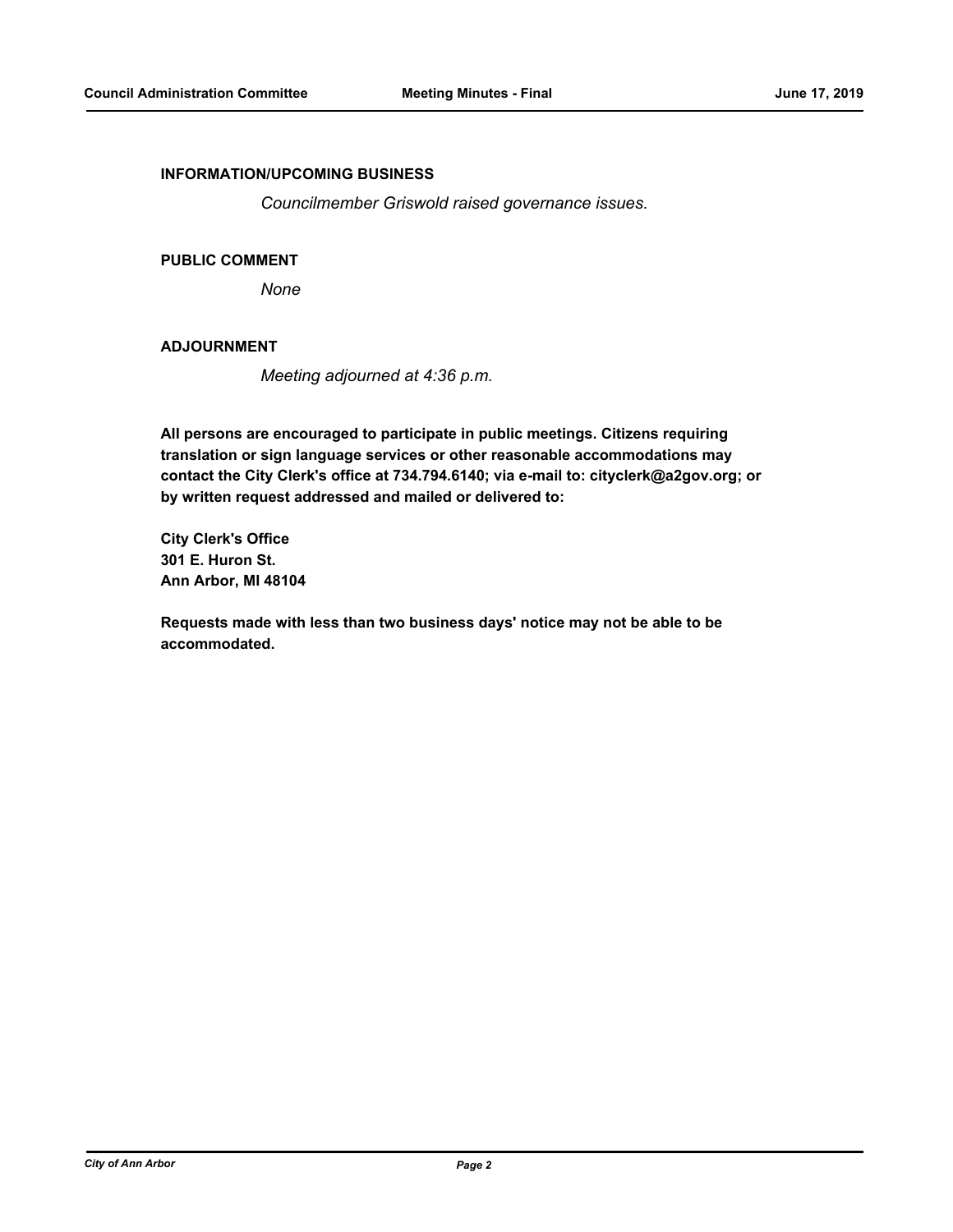## INFORMATION/UPCOMING BUSINESS

*Councilmember Griswold raised governance issues.*

## PUBLIC COMMENT

*None*

## ADJOURNMENT

*Meeting adjourned at 4:36 p.m.*

**All persons are encouraged to participate in public meetings. Citizens requiring translation or sign language services or other reasonable accommodations may contact the City Clerk's office at 734.794.6140; via e-mail to: cityclerk@a2gov.org; or by written request addressed and mailed or delivered to:**

**City Clerk's Office**
**301 E. Huron St.**
**Ann Arbor, MI 48104**

**Requests made with less than two business days' notice may not be able to be accommodated.**